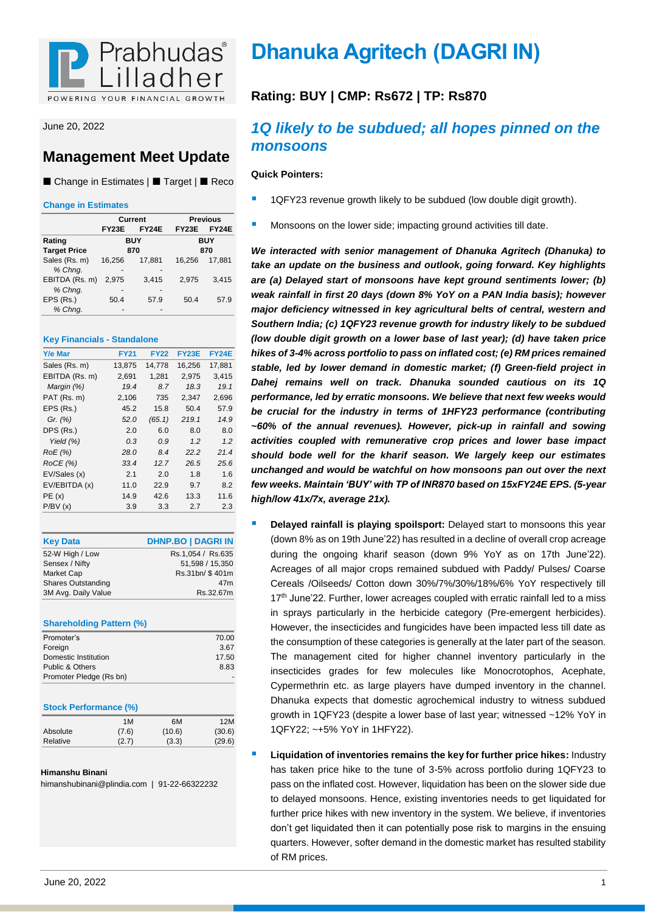# Dhanuka Agritech (DAGRI IN)

June 20, 2022

## Management Meet Update

■ Change in Estimates | ■ Target | ■ Reco

### Change in Estimates

| | Current | | Previous | |
|---|---|---|---|---|
| | FY23E | FY24E | FY23E | FY24E |
| Rating | BUY | | BUY | |
| Target Price | 870 | | 870 | |
| Sales (Rs. m) | 16,256 | 17,881 | 16,256 | 17,881 |
| *% Chng.* | - | - | | |
| EBITDA (Rs. m) | 2,975 | 3,415 | 2,975 | 3,415 |
| *% Chng.* | - | - | | |
| EPS (Rs.) | 50.4 | 57.9 | 50.4 | 57.9 |
| *% Chng.* | - | - | | |

### Key Financials - Standalone

| Y/e Mar | FY21 | FY22 | FY23E | FY24E |
|---|---|---|---|---|
| Sales (Rs. m) | 13,875 | 14,778 | 16,256 | 17,881 |
| EBITDA (Rs. m) | 2,691 | 1,281 | 2,975 | 3,415 |
| *Margin (%)* | *19.4* | *8.7* | *18.3* | *19.1* |
| PAT (Rs. m) | 2,106 | 735 | 2,347 | 2,696 |
| EPS (Rs.) | 45.2 | 15.8 | 50.4 | 57.9 |
| *Gr. (%)* | *52.0* | *(65.1)* | *219.1* | *14.9* |
| DPS (Rs.) | 2.0 | 6.0 | 8.0 | 8.0 |
| *Yield (%)* | *0.3* | *0.9* | *1.2* | *1.2* |
| *RoE (%)* | *28.0* | *8.4* | *22.2* | *21.4* |
| *RoCE (%)* | *33.4* | *12.7* | *26.5* | *25.6* |
| EV/Sales (x) | 2.1 | 2.0 | 1.8 | 1.6 |
| EV/EBITDA (x) | 11.0 | 22.9 | 9.7 | 8.2 |
| PE (x) | 14.9 | 42.6 | 13.3 | 11.6 |
| P/BV (x) | 3.9 | 3.3 | 2.7 | 2.3 |

| Key Data | DHNP.BO \| DAGRI IN |
|---|---|
| 52-W High / Low | Rs.1,054 / Rs.635 |
| Sensex / Nifty | 51,598 / 15,350 |
| Market Cap | Rs.31bn/ $ 401m |
| Shares Outstanding | 47m |
| 3M Avg. Daily Value | Rs.32.67m |

### Shareholding Pattern (%)

| | |
|---|---|
| Promoter's | 70.00 |
| Foreign | 3.67 |
| Domestic Institution | 17.50 |
| Public & Others | 8.83 |
| Promoter Pledge (Rs bn) | - |

### Stock Performance (%)

| | 1M | 6M | 12M |
|---|---|---|---|
| Absolute | (7.6) | (10.6) | (30.6) |
| Relative | (2.7) | (3.3) | (29.6) |

**Himanshu Binani**
himanshubinani@plindia.com | 91-22-66322232

## Rating: BUY | CMP: Rs672 | TP: Rs870

## *1Q likely to be subdued; all hopes pinned on the monsoons*

**Quick Pointers:**

- 1QFY23 revenue growth likely to be subdued (low double digit growth).
- Monsoons on the lower side; impacting ground activities till date.

***We interacted with senior management of Dhanuka Agritech (Dhanuka) to take an update on the business and outlook, going forward. Key highlights are (a) Delayed start of monsoons have kept ground sentiments lower; (b) weak rainfall in first 20 days (down 8% YoY on a PAN India basis); however major deficiency witnessed in key agricultural belts of central, western and Southern India; (c) 1QFY23 revenue growth for industry likely to be subdued (low double digit growth on a lower base of last year); (d) have taken price hikes of 3-4% across portfolio to pass on inflated cost; (e) RM prices remained stable, led by lower demand in domestic market; (f) Green-field project in Dahej remains well on track. Dhanuka sounded cautious on its 1Q performance, led by erratic monsoons. We believe that next few weeks would be crucial for the industry in terms of 1HFY23 performance (contributing ~60% of the annual revenues). However, pick-up in rainfall and sowing activities coupled with remunerative crop prices and lower base impact should bode well for the kharif season. We largely keep our estimates unchanged and would be watchful on how monsoons pan out over the next few weeks. Maintain 'BUY' with TP of INR870 based on 15xFY24E EPS. (5-year high/low 41x/7x, average 21x).***

- **Delayed rainfall is playing spoilsport:** Delayed start to monsoons this year (down 8% as on 19th June'22) has resulted in a decline of overall crop acreage during the ongoing kharif season (down 9% YoY as on 17th June'22). Acreages of all major crops remained subdued with Paddy/ Pulses/ Coarse Cereals /Oilseeds/ Cotton down 30%/7%/30%/18%/6% YoY respectively till 17th June'22. Further, lower acreages coupled with erratic rainfall led to a miss in sprays particularly in the herbicide category (Pre-emergent herbicides). However, the insecticides and fungicides have been impacted less till date as the consumption of these categories is generally at the later part of the season. The management cited for higher channel inventory particularly in the insecticides grades for few molecules like Monocrotophos, Acephate, Cypermethrin etc. as large players have dumped inventory in the channel. Dhanuka expects that domestic agrochemical industry to witness subdued growth in 1QFY23 (despite a lower base of last year; witnessed ~12% YoY in 1QFY22; ~+5% YoY in 1HFY22).

- **Liquidation of inventories remains the key for further price hikes:** Industry has taken price hike to the tune of 3-5% across portfolio during 1QFY23 to pass on the inflated cost. However, liquidation has been on the slower side due to delayed monsoons. Hence, existing inventories needs to get liquidated for further price hikes with new inventory in the system. We believe, if inventories don't get liquidated then it can potentially pose risk to margins in the ensuing quarters. However, softer demand in the domestic market has resulted stability of RM prices.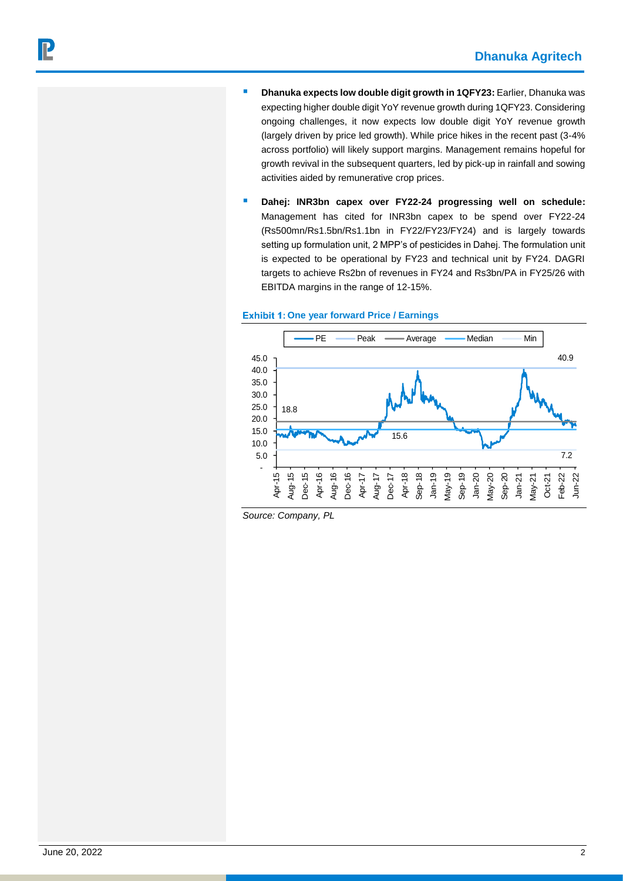- **Dhanuka expects low double digit growth in 1QFY23:** Earlier, Dhanuka was expecting higher double digit YoY revenue growth during 1QFY23. Considering ongoing challenges, it now expects low double digit YoY revenue growth (largely driven by price led growth). While price hikes in the recent past (3-4% across portfolio) will likely support margins. Management remains hopeful for growth revival in the subsequent quarters, led by pick-up in rainfall and sowing activities aided by remunerative crop prices.

- **Dahej: INR3bn capex over FY22-24 progressing well on schedule:** Management has cited for INR3bn capex to be spend over FY22-24 (Rs500mn/Rs1.5bn/Rs1.1bn in FY22/FY23/FY24) and is largely towards setting up formulation unit, 2 MPP's of pesticides in Dahej. The formulation unit is expected to be operational by FY23 and technical unit by FY24. DAGRI targets to achieve Rs2bn of revenues in FY24 and Rs3bn/PA in FY25/26 with EBITDA margins in the range of 12-15%.

**Exhibit 1: One year forward Price / Earnings**

Source: Company, PL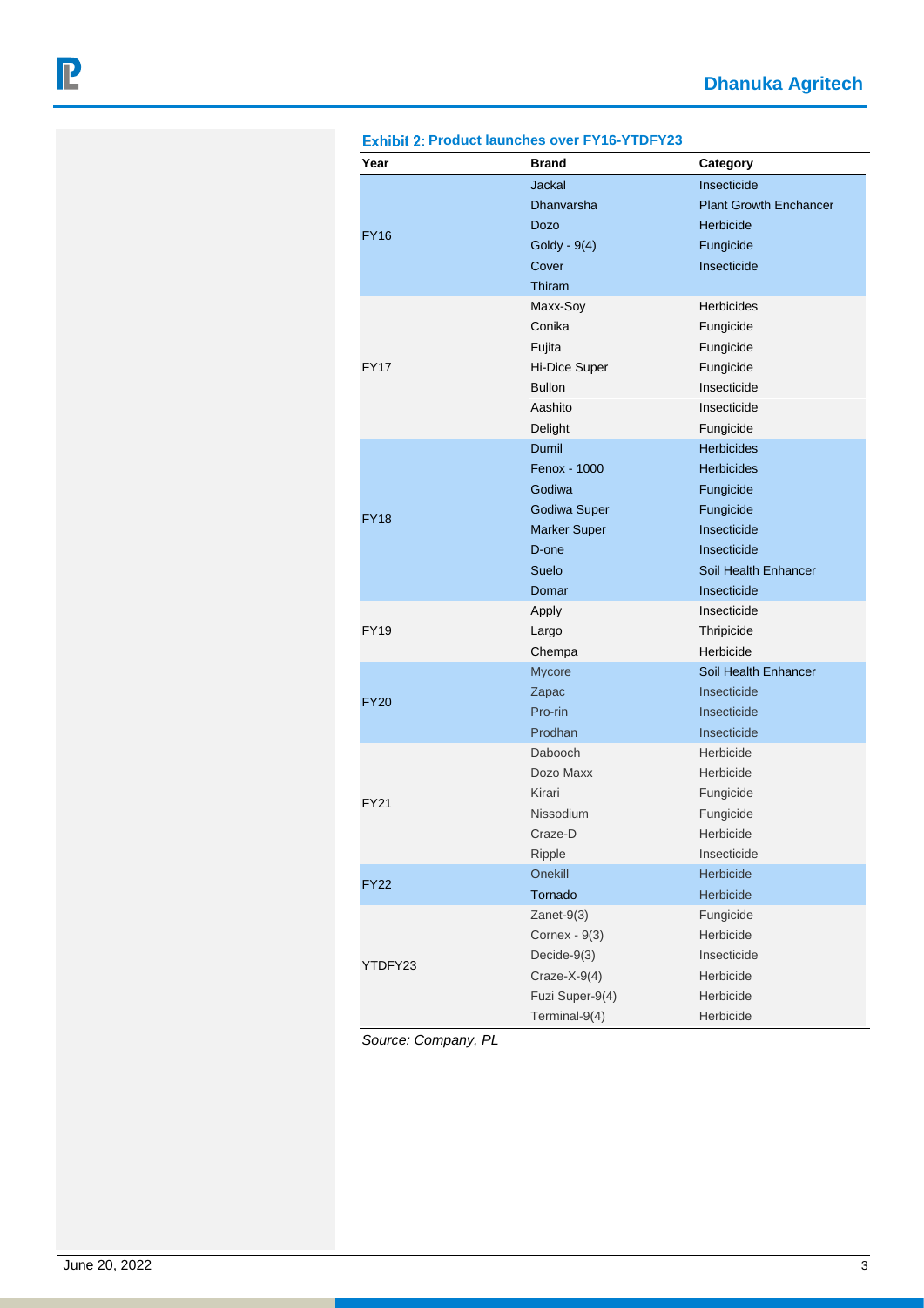**Exhibit 2: Product launches over FY16-YTDFY23**

| Year | Brand | Category |
|---|---|---|
| FY16 | Jackal | Insecticide |
| | Dhanvarsha | Plant Growth Enchancer |
| | Dozo | Herbicide |
| | Goldy - 9(4) | Fungicide |
| | Cover | Insecticide |
| | Thiram | |
| FY17 | Maxx-Soy | Herbicides |
| | Conika | Fungicide |
| | Fujita | Fungicide |
| | Hi-Dice Super | Fungicide |
| | Bullon | Insecticide |
| | Aashito | Insecticide |
| | Delight | Fungicide |
| FY18 | Dumil | Herbicides |
| | Fenox - 1000 | Herbicides |
| | Godiwa | Fungicide |
| | Godiwa Super | Fungicide |
| | Marker Super | Insecticide |
| | D-one | Insecticide |
| | Suelo | Soil Health Enhancer |
| | Domar | Insecticide |
| FY19 | Apply | Insecticide |
| | Largo | Thripicide |
| | Chempa | Herbicide |
| FY20 | Mycore | Soil Health Enhancer |
| | Zapac | Insecticide |
| | Pro-rin | Insecticide |
| | Prodhan | Insecticide |
| FY21 | Dabooch | Herbicide |
| | Dozo Maxx | Herbicide |
| | Kirari | Fungicide |
| | Nissodium | Fungicide |
| | Craze-D | Herbicide |
| | Ripple | Insecticide |
| FY22 | Onekill | Herbicide |
| | Tornado | Herbicide |
| YTDFY23 | Zanet-9(3) | Fungicide |
| | Cornex - 9(3) | Herbicide |
| | Decide-9(3) | Insecticide |
| | Craze-X-9(4) | Herbicide |
| | Fuzi Super-9(4) | Herbicide |
| | Terminal-9(4) | Herbicide |

*Source: Company, PL*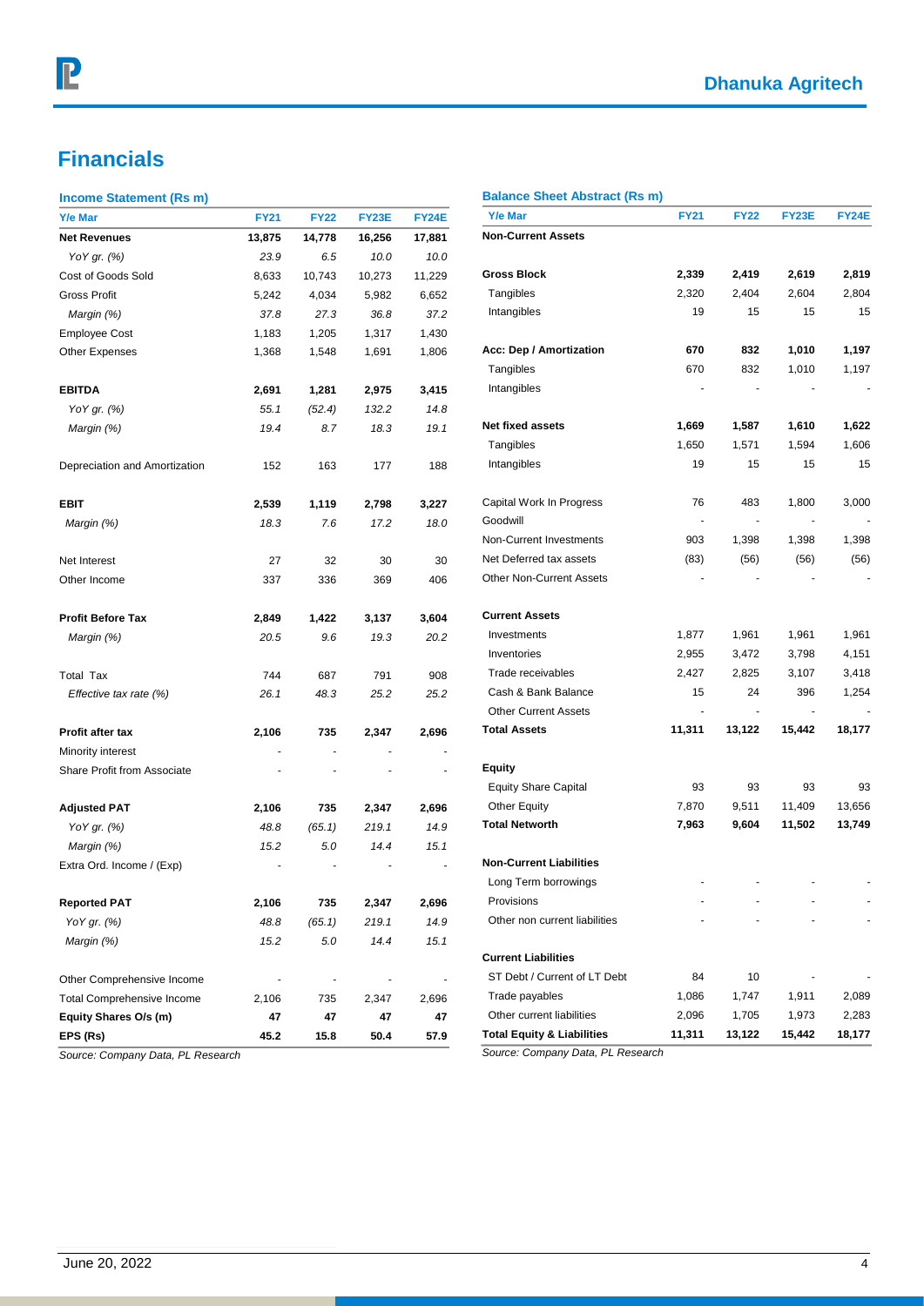# Financials

### Income Statement (Rs m)

| Y/e Mar | FY21 | FY22 | FY23E | FY24E |
|---|---|---|---|---|
| **Net Revenues** | **13,875** | **14,778** | **16,256** | **17,881** |
| *YoY gr. (%)* | *23.9* | *6.5* | *10.0* | *10.0* |
| Cost of Goods Sold | 8,633 | 10,743 | 10,273 | 11,229 |
| Gross Profit | 5,242 | 4,034 | 5,982 | 6,652 |
| *Margin (%)* | *37.8* | *27.3* | *36.8* | *37.2* |
| Employee Cost | 1,183 | 1,205 | 1,317 | 1,430 |
| Other Expenses | 1,368 | 1,548 | 1,691 | 1,806 |
| | | | | |
| **EBITDA** | **2,691** | **1,281** | **2,975** | **3,415** |
| *YoY gr. (%)* | *55.1* | *(52.4)* | *132.2* | *14.8* |
| *Margin (%)* | *19.4* | *8.7* | *18.3* | *19.1* |
| | | | | |
| Depreciation and Amortization | 152 | 163 | 177 | 188 |
| | | | | |
| **EBIT** | **2,539** | **1,119** | **2,798** | **3,227** |
| *Margin (%)* | *18.3* | *7.6* | *17.2* | *18.0* |
| | | | | |
| Net Interest | 27 | 32 | 30 | 30 |
| Other Income | 337 | 336 | 369 | 406 |
| | | | | |
| **Profit Before Tax** | **2,849** | **1,422** | **3,137** | **3,604** |
| *Margin (%)* | *20.5* | *9.6* | *19.3* | *20.2* |
| | | | | |
| Total Tax | 744 | 687 | 791 | 908 |
| *Effective tax rate (%)* | *26.1* | *48.3* | *25.2* | *25.2* |
| | | | | |
| **Profit after tax** | **2,106** | **735** | **2,347** | **2,696** |
| Minority interest | - | - | - | - |
| Share Profit from Associate | - | - | - | - |
| | | | | |
| **Adjusted PAT** | **2,106** | **735** | **2,347** | **2,696** |
| *YoY gr. (%)* | *48.8* | *(65.1)* | *219.1* | *14.9* |
| *Margin (%)* | *15.2* | *5.0* | *14.4* | *15.1* |
| Extra Ord. Income / (Exp) | - | - | - | - |
| | | | | |
| **Reported PAT** | **2,106** | **735** | **2,347** | **2,696** |
| *YoY gr. (%)* | *48.8* | *(65.1)* | *219.1* | *14.9* |
| *Margin (%)* | *15.2* | *5.0* | *14.4* | *15.1* |
| | | | | |
| Other Comprehensive Income | - | - | - | - |
| Total Comprehensive Income | 2,106 | 735 | 2,347 | 2,696 |
| **Equity Shares O/s (m)** | **47** | **47** | **47** | **47** |
| **EPS (Rs)** | **45.2** | **15.8** | **50.4** | **57.9** |

*Source: Company Data, PL Research*

### Balance Sheet Abstract (Rs m)

| Y/e Mar | FY21 | FY22 | FY23E | FY24E |
|---|---|---|---|---|
| **Non-Current Assets** | | | | |
| | | | | |
| **Gross Block** | **2,339** | **2,419** | **2,619** | **2,819** |
| Tangibles | 2,320 | 2,404 | 2,604 | 2,804 |
| Intangibles | 19 | 15 | 15 | 15 |
| | | | | |
| **Acc: Dep / Amortization** | **670** | **832** | **1,010** | **1,197** |
| Tangibles | 670 | 832 | 1,010 | 1,197 |
| Intangibles | - | - | - | - |
| | | | | |
| **Net fixed assets** | **1,669** | **1,587** | **1,610** | **1,622** |
| Tangibles | 1,650 | 1,571 | 1,594 | 1,606 |
| Intangibles | 19 | 15 | 15 | 15 |
| | | | | |
| Capital Work In Progress | 76 | 483 | 1,800 | 3,000 |
| Goodwill | - | - | - | - |
| Non-Current Investments | 903 | 1,398 | 1,398 | 1,398 |
| Net Deferred tax assets | (83) | (56) | (56) | (56) |
| Other Non-Current Assets | - | - | - | - |
| | | | | |
| **Current Assets** | | | | |
| Investments | 1,877 | 1,961 | 1,961 | 1,961 |
| Inventories | 2,955 | 3,472 | 3,798 | 4,151 |
| Trade receivables | 2,427 | 2,825 | 3,107 | 3,418 |
| Cash & Bank Balance | 15 | 24 | 396 | 1,254 |
| Other Current Assets | - | - | - | - |
| **Total Assets** | **11,311** | **13,122** | **15,442** | **18,177** |
| | | | | |
| **Equity** | | | | |
| Equity Share Capital | 93 | 93 | 93 | 93 |
| Other Equity | 7,870 | 9,511 | 11,409 | 13,656 |
| **Total Networth** | **7,963** | **9,604** | **11,502** | **13,749** |
| | | | | |
| **Non-Current Liabilities** | | | | |
| Long Term borrowings | - | - | - | - |
| Provisions | - | - | - | - |
| Other non current liabilities | - | - | - | - |
| | | | | |
| **Current Liabilities** | | | | |
| ST Debt / Current of LT Debt | 84 | 10 | - | - |
| Trade payables | 1,086 | 1,747 | 1,911 | 2,089 |
| Other current liabilities | 2,096 | 1,705 | 1,973 | 2,283 |
| **Total Equity & Liabilities** | **11,311** | **13,122** | **15,442** | **18,177** |

*Source: Company Data, PL Research*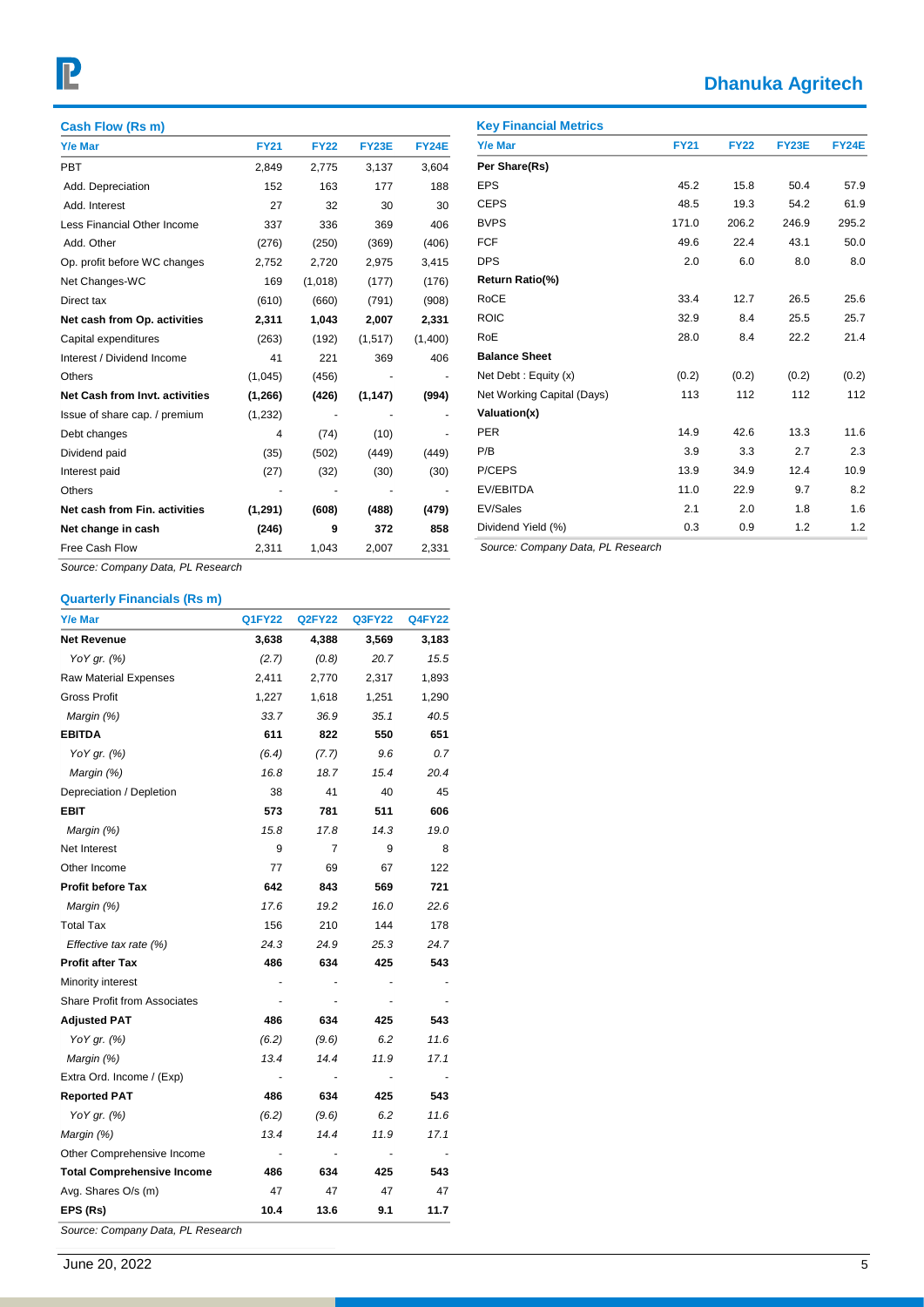## Cash Flow (Rs m)

| Y/e Mar | FY21 | FY22 | FY23E | FY24E |
|---|---|---|---|---|
| PBT | 2,849 | 2,775 | 3,137 | 3,604 |
| Add. Depreciation | 152 | 163 | 177 | 188 |
| Add. Interest | 27 | 32 | 30 | 30 |
| Less Financial Other Income | 337 | 336 | 369 | 406 |
| Add. Other | (276) | (250) | (369) | (406) |
| Op. profit before WC changes | 2,752 | 2,720 | 2,975 | 3,415 |
| Net Changes-WC | 169 | (1,018) | (177) | (176) |
| Direct tax | (610) | (660) | (791) | (908) |
| **Net cash from Op. activities** | **2,311** | **1,043** | **2,007** | **2,331** |
| Capital expenditures | (263) | (192) | (1,517) | (1,400) |
| Interest / Dividend Income | 41 | 221 | 369 | 406 |
| Others | (1,045) | (456) | - | - |
| **Net Cash from Invt. activities** | **(1,266)** | **(426)** | **(1,147)** | **(994)** |
| Issue of share cap. / premium | (1,232) | - | - | - |
| Debt changes | 4 | (74) | (10) | - |
| Dividend paid | (35) | (502) | (449) | (449) |
| Interest paid | (27) | (32) | (30) | (30) |
| Others | - | - | - | - |
| **Net cash from Fin. activities** | **(1,291)** | **(608)** | **(488)** | **(479)** |
| **Net change in cash** | **(246)** | **9** | **372** | **858** |
| Free Cash Flow | 2,311 | 1,043 | 2,007 | 2,331 |

*Source: Company Data, PL Research*

## Key Financial Metrics

| Y/e Mar | FY21 | FY22 | FY23E | FY24E |
|---|---|---|---|---|
| **Per Share(Rs)** | | | | |
| EPS | 45.2 | 15.8 | 50.4 | 57.9 |
| CEPS | 48.5 | 19.3 | 54.2 | 61.9 |
| BVPS | 171.0 | 206.2 | 246.9 | 295.2 |
| FCF | 49.6 | 22.4 | 43.1 | 50.0 |
| DPS | 2.0 | 6.0 | 8.0 | 8.0 |
| **Return Ratio(%)** | | | | |
| RoCE | 33.4 | 12.7 | 26.5 | 25.6 |
| ROIC | 32.9 | 8.4 | 25.5 | 25.7 |
| RoE | 28.0 | 8.4 | 22.2 | 21.4 |
| **Balance Sheet** | | | | |
| Net Debt : Equity (x) | (0.2) | (0.2) | (0.2) | (0.2) |
| Net Working Capital (Days) | 113 | 112 | 112 | 112 |
| **Valuation(x)** | | | | |
| PER | 14.9 | 42.6 | 13.3 | 11.6 |
| P/B | 3.9 | 3.3 | 2.7 | 2.3 |
| P/CEPS | 13.9 | 34.9 | 12.4 | 10.9 |
| EV/EBITDA | 11.0 | 22.9 | 9.7 | 8.2 |
| EV/Sales | 2.1 | 2.0 | 1.8 | 1.6 |
| Dividend Yield (%) | 0.3 | 0.9 | 1.2 | 1.2 |

*Source: Company Data, PL Research*

## Quarterly Financials (Rs m)

| Y/e Mar | Q1FY22 | Q2FY22 | Q3FY22 | Q4FY22 |
|---|---|---|---|---|
| **Net Revenue** | **3,638** | **4,388** | **3,569** | **3,183** |
| *YoY gr. (%)* | *(2.7)* | *(0.8)* | *20.7* | *15.5* |
| Raw Material Expenses | 2,411 | 2,770 | 2,317 | 1,893 |
| Gross Profit | 1,227 | 1,618 | 1,251 | 1,290 |
| *Margin (%)* | *33.7* | *36.9* | *35.1* | *40.5* |
| **EBITDA** | **611** | **822** | **550** | **651** |
| *YoY gr. (%)* | *(6.4)* | *(7.7)* | *9.6* | *0.7* |
| *Margin (%)* | *16.8* | *18.7* | *15.4* | *20.4* |
| Depreciation / Depletion | 38 | 41 | 40 | 45 |
| **EBIT** | **573** | **781** | **511** | **606** |
| *Margin (%)* | *15.8* | *17.8* | *14.3* | *19.0* |
| Net Interest | 9 | 7 | 9 | 8 |
| Other Income | 77 | 69 | 67 | 122 |
| **Profit before Tax** | **642** | **843** | **569** | **721** |
| *Margin (%)* | *17.6* | *19.2* | *16.0* | *22.6* |
| Total Tax | 156 | 210 | 144 | 178 |
| *Effective tax rate (%)* | *24.3* | *24.9* | *25.3* | *24.7* |
| **Profit after Tax** | **486** | **634** | **425** | **543** |
| Minority interest | - | - | - | - |
| Share Profit from Associates | - | - | - | - |
| **Adjusted PAT** | **486** | **634** | **425** | **543** |
| *YoY gr. (%)* | *(6.2)* | *(9.6)* | *6.2* | *11.6* |
| *Margin (%)* | *13.4* | *14.4* | *11.9* | *17.1* |
| Extra Ord. Income / (Exp) | - | - | - | - |
| **Reported PAT** | **486** | **634** | **425** | **543** |
| *YoY gr. (%)* | *(6.2)* | *(9.6)* | *6.2* | *11.6* |
| *Margin (%)* | *13.4* | *14.4* | *11.9* | *17.1* |
| Other Comprehensive Income | - | - | - | - |
| **Total Comprehensive Income** | **486** | **634** | **425** | **543** |
| Avg. Shares O/s (m) | 47 | 47 | 47 | 47 |
| **EPS (Rs)** | **10.4** | **13.6** | **9.1** | **11.7** |

*Source: Company Data, PL Research*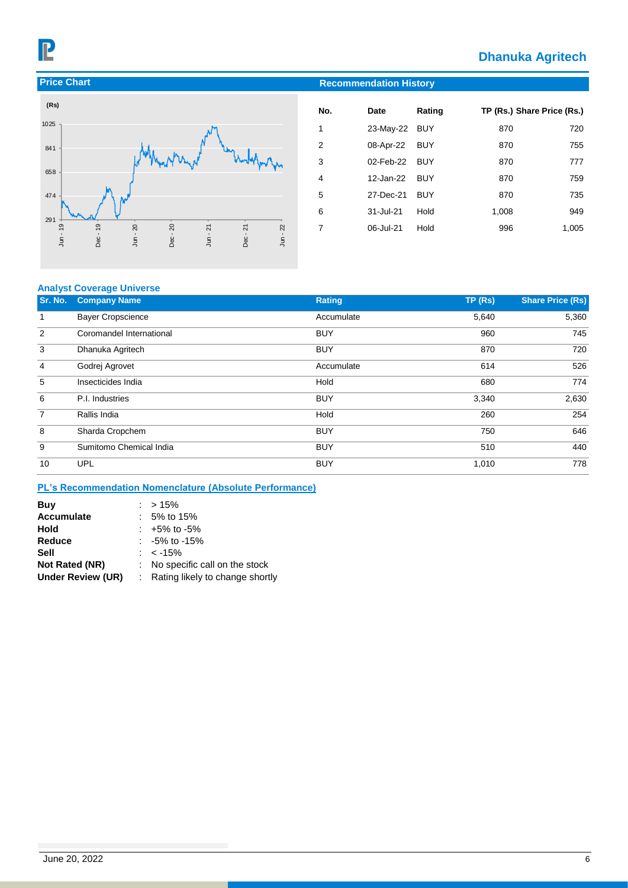## Price Chart

## Recommendation History

| No. | Date | Rating | TP (Rs.) | Share Price (Rs.) |
|---|---|---|---|---|
| 1 | 23-May-22 | BUY | 870 | 720 |
| 2 | 08-Apr-22 | BUY | 870 | 755 |
| 3 | 02-Feb-22 | BUY | 870 | 777 |
| 4 | 12-Jan-22 | BUY | 870 | 759 |
| 5 | 27-Dec-21 | BUY | 870 | 735 |
| 6 | 31-Jul-21 | Hold | 1,008 | 949 |
| 7 | 06-Jul-21 | Hold | 996 | 1,005 |

### Analyst Coverage Universe

| Sr. No. | Company Name | Rating | TP (Rs) | Share Price (Rs) |
|---|---|---|---|---|
| 1 | Bayer Cropscience | Accumulate | 5,640 | 5,360 |
| 2 | Coromandel International | BUY | 960 | 745 |
| 3 | Dhanuka Agritech | BUY | 870 | 720 |
| 4 | Godrej Agrovet | Accumulate | 614 | 526 |
| 5 | Insecticides India | Hold | 680 | 774 |
| 6 | P.I. Industries | BUY | 3,340 | 2,630 |
| 7 | Rallis India | Hold | 260 | 254 |
| 8 | Sharda Cropchem | BUY | 750 | 646 |
| 9 | Sumitomo Chemical India | BUY | 510 | 440 |
| 10 | UPL | BUY | 1,010 | 778 |

### PL's Recommendation Nomenclature (Absolute Performance)

**Buy** : > 15%
**Accumulate** : 5% to 15%
**Hold** : +5% to -5%
**Reduce** : -5% to -15%
**Sell** : < -15%
**Not Rated (NR)** : No specific call on the stock
**Under Review (UR)** : Rating likely to change shortly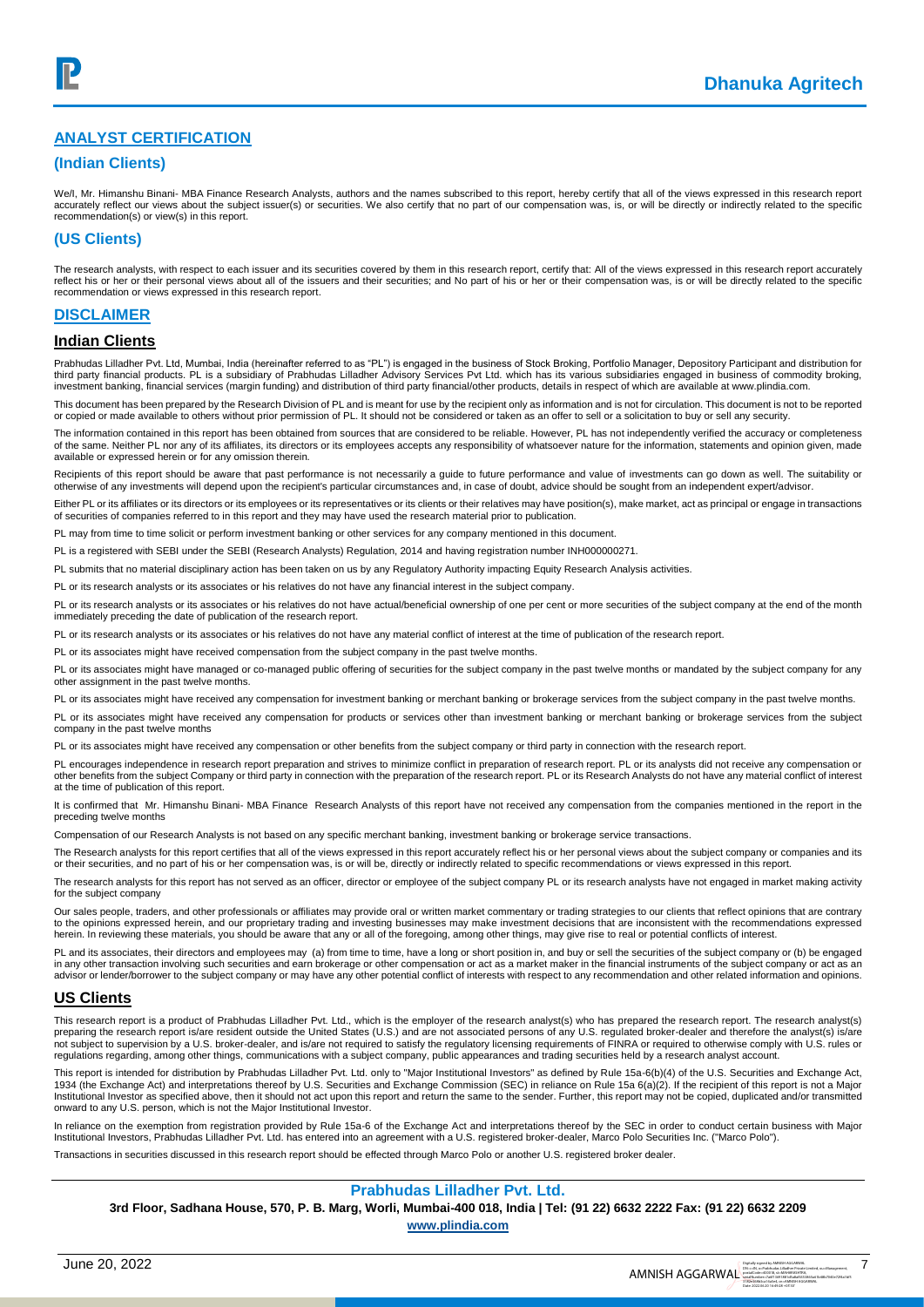## ANALYST CERTIFICATION

### (Indian Clients)

We/I, Mr. Himanshu Binani- MBA Finance Research Analysts, authors and the names subscribed to this report, hereby certify that all of the views expressed in this research report accurately reflect our views about the subject issuer(s) or securities. We also certify that no part of our compensation was, is, or will be directly or indirectly related to the specific recommendation(s) or view(s) in this report.

### (US Clients)

The research analysts, with respect to each issuer and its securities covered by them in this research report, certify that: All of the views expressed in this research report accurately reflect his or her or their personal views about all of the issuers and their securities; and No part of his or her or their compensation was, is or will be directly related to the specific recommendation or views expressed in this research report.

## DISCLAIMER

### Indian Clients

Prabhudas Lilladher Pvt. Ltd, Mumbai, India (hereinafter referred to as "PL") is engaged in the business of Stock Broking, Portfolio Manager, Depository Participant and distribution for third party financial products. PL is a subsidiary of Prabhudas Lilladher Advisory Services Pvt Ltd. which has its various subsidiaries engaged in business of commodity broking, investment banking, financial services (margin funding) and distribution of third party financial/other products, details in respect of which are available at www.plindia.com.

This document has been prepared by the Research Division of PL and is meant for use by the recipient only as information and is not for circulation. This document is not to be reported or copied or made available to others without prior permission of PL. It should not be considered or taken as an offer to sell or a solicitation to buy or sell any security.

The information contained in this report has been obtained from sources that are considered to be reliable. However, PL has not independently verified the accuracy or completeness of the same. Neither PL nor any of its affiliates, its directors or its employees accepts any responsibility of whatsoever nature for the information, statements and opinion given, made available or expressed herein or for any omission therein.

Recipients of this report should be aware that past performance is not necessarily a guide to future performance and value of investments can go down as well. The suitability or otherwise of any investments will depend upon the recipient's particular circumstances and, in case of doubt, advice should be sought from an independent expert/advisor.

Either PL or its affiliates or its directors or its employees or its representatives or its clients or their relatives may have position(s), make market, act as principal or engage in transactions of securities of companies referred to in this report and they may have used the research material prior to publication.

PL may from time to time solicit or perform investment banking or other services for any company mentioned in this document.

PL is a registered with SEBI under the SEBI (Research Analysts) Regulation, 2014 and having registration number INH000000271.

PL submits that no material disciplinary action has been taken on us by any Regulatory Authority impacting Equity Research Analysis activities.

PL or its research analysts or its associates or his relatives do not have any financial interest in the subject company.

PL or its research analysts or its associates or his relatives do not have actual/beneficial ownership of one per cent or more securities of the subject company at the end of the month immediately preceding the date of publication of the research report.

PL or its research analysts or its associates or his relatives do not have any material conflict of interest at the time of publication of the research report.

PL or its associates might have received compensation from the subject company in the past twelve months.

PL or its associates might have managed or co-managed public offering of securities for the subject company in the past twelve months or mandated by the subject company for any other assignment in the past twelve months.

PL or its associates might have received any compensation for investment banking or merchant banking or brokerage services from the subject company in the past twelve months.

PL or its associates might have received any compensation for products or services other than investment banking or merchant banking or brokerage services from the subject company in the past twelve months

PL or its associates might have received any compensation or other benefits from the subject company or third party in connection with the research report.

PL encourages independence in research report preparation and strives to minimize conflict in preparation of research report. PL or its analysts did not receive any compensation or other benefits from the subject Company or third party in connection with the preparation of the research report. PL or its Research Analysts do not have any material conflict of interest at the time of publication of this report.

It is confirmed that Mr. Himanshu Binani- MBA Finance Research Analysts of this report have not received any compensation from the companies mentioned in the report in the preceding twelve months

Compensation of our Research Analysts is not based on any specific merchant banking, investment banking or brokerage service transactions.

The Research analysts for this report certifies that all of the views expressed in this report accurately reflect his or her personal views about the subject company or companies and its or their securities, and no part of his or her compensation was, is or will be, directly or indirectly related to specific recommendations or views expressed in this report.

The research analysts for this report has not served as an officer, director or employee of the subject company PL or its research analysts have not engaged in market making activity for the subject company

Our sales people, traders, and other professionals or affiliates may provide oral or written market commentary or trading strategies to our clients that reflect opinions that are contrary to the opinions expressed herein, and our proprietary trading and investing businesses may make investment decisions that are inconsistent with the recommendations expressed herein. In reviewing these materials, you should be aware that any or all of the foregoing, among other things, may give rise to real or potential conflicts of interest.

PL and its associates, their directors and employees may (a) from time to time, have a long or short position in, and buy or sell the securities of the subject company or (b) be engaged in any other transaction involving such securities and earn brokerage or other compensation or act as a market maker in the financial instruments of the subject company or act as an advisor or lender/borrower to the subject company or may have any other potential conflict of interests with respect to any recommendation and other related information and opinions.

### US Clients

This research report is a product of Prabhudas Lilladher Pvt. Ltd., which is the employer of the research analyst(s) who has prepared the research report. The research analyst(s) preparing the research report is/are resident outside the United States (U.S.) and are not associated persons of any U.S. regulated broker-dealer and therefore the analyst(s) is/are not subject to supervision by a U.S. broker-dealer, and is/are not required to satisfy the regulatory licensing requirements of FINRA or required to otherwise comply with U.S. rules or regulations regarding, among other things, communications with a subject company, public appearances and trading securities held by a research analyst account.

This report is intended for distribution by Prabhudas Lilladher Pvt. Ltd. only to "Major Institutional Investors" as defined by Rule 15a-6(b)(4) of the U.S. Securities and Exchange Act, 1934 (the Exchange Act) and interpretations thereof by U.S. Securities and Exchange Commission (SEC) in reliance on Rule 15a 6(a)(2). If the recipient of this report is not a Major Institutional Investor as specified above, then it should not act upon this report and return the same to the sender. Further, this report may not be copied, duplicated and/or transmitted onward to any U.S. person, which is not the Major Institutional Investor.

In reliance on the exemption from registration provided by Rule 15a-6 of the Exchange Act and interpretations thereof by the SEC in order to conduct certain business with Major Institutional Investors, Prabhudas Lilladher Pvt. Ltd. has entered into an agreement with a U.S. registered broker-dealer, Marco Polo Securities Inc. ("Marco Polo").

Transactions in securities discussed in this research report should be effected through Marco Polo or another U.S. registered broker dealer.

**Prabhudas Lilladher Pvt. Ltd.**

**3rd Floor, Sadhana House, 570, P. B. Marg, Worli, Mumbai-400 018, India | Tel: (91 22) 6632 2222 Fax: (91 22) 6632 2209**

www.plindia.com

AMNISH AGGARWAL